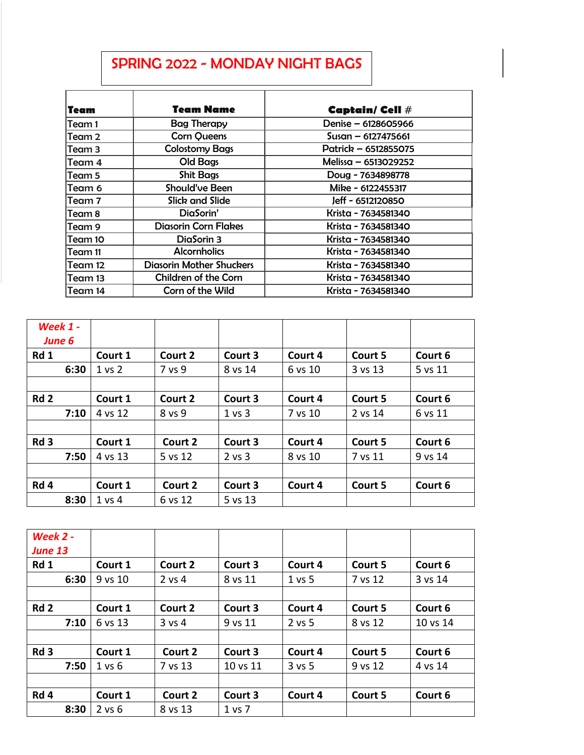# SPRING 2022 - MONDAY NIGHT BAGS

| Team | Team Name | Captain/ Cell # |
|---|---|---|
| Team 1 | Bag Therapy | Denise – 6128605966 |
| Team 2 | Corn Queens | Susan – 6127475661 |
| Team 3 | Colostomy Bags | Patrick – 6512855075 |
| Team 4 | Old Bags | Melissa – 6513029252 |
| Team 5 | Shit Bags | Doug - 7634898778 |
| Team 6 | Should've Been | Mike - 6122455317 |
| Team 7 | Slick and Slide | Jeff - 6512120850 |
| Team 8 | DiaSorin' | Krista - 7634581340 |
| Team 9 | Diasorin Corn Flakes | Krista - 7634581340 |
| Team 10 | DiaSorin 3 | Krista - 7634581340 |
| Team 11 | Alcornholics | Krista - 7634581340 |
| Team 12 | Diasorin Mother Shuckers | Krista - 7634581340 |
| Team 13 | Children of the Corn | Krista - 7634581340 |
| Team 14 | Corn of the Wild | Krista - 7634581340 |

| *Week 1 - June 6* | | | | | | |
|---|---|---|---|---|---|---|
| **Rd 1** | **Court 1** | **Court 2** | **Court 3** | **Court 4** | **Court 5** | **Court 6** |
| **6:30** | 1 vs 2 | 7 vs 9 | 8 vs 14 | 6 vs 10 | 3 vs 13 | 5 vs 11 |
| | | | | | | |
| **Rd 2** | **Court 1** | **Court 2** | **Court 3** | **Court 4** | **Court 5** | **Court 6** |
| **7:10** | 4 vs 12 | 8 vs 9 | 1 vs 3 | 7 vs 10 | 2 vs 14 | 6 vs 11 |
| | | | | | | |
| **Rd 3** | **Court 1** | **Court 2** | **Court 3** | **Court 4** | **Court 5** | **Court 6** |
| **7:50** | 4 vs 13 | 5 vs 12 | 2 vs 3 | 8 vs 10 | 7 vs 11 | 9 vs 14 |
| | | | | | | |
| **Rd 4** | **Court 1** | **Court 2** | **Court 3** | **Court 4** | **Court 5** | **Court 6** |
| **8:30** | 1 vs 4 | 6 vs 12 | 5 vs 13 | | | |

| *Week 2 - June 13* | | | | | | |
|---|---|---|---|---|---|---|
| **Rd 1** | **Court 1** | **Court 2** | **Court 3** | **Court 4** | **Court 5** | **Court 6** |
| **6:30** | 9 vs 10 | 2 vs 4 | 8 vs 11 | 1 vs 5 | 7 vs 12 | 3 vs 14 |
| | | | | | | |
| **Rd 2** | **Court 1** | **Court 2** | **Court 3** | **Court 4** | **Court 5** | **Court 6** |
| **7:10** | 6 vs 13 | 3 vs 4 | 9 vs 11 | 2 vs 5 | 8 vs 12 | 10 vs 14 |
| | | | | | | |
| **Rd 3** | **Court 1** | **Court 2** | **Court 3** | **Court 4** | **Court 5** | **Court 6** |
| **7:50** | 1 vs 6 | 7 vs 13 | 10 vs 11 | 3 vs 5 | 9 vs 12 | 4 vs 14 |
| | | | | | | |
| **Rd 4** | **Court 1** | **Court 2** | **Court 3** | **Court 4** | **Court 5** | **Court 6** |
| **8:30** | 2 vs 6 | 8 vs 13 | 1 vs 7 | | | |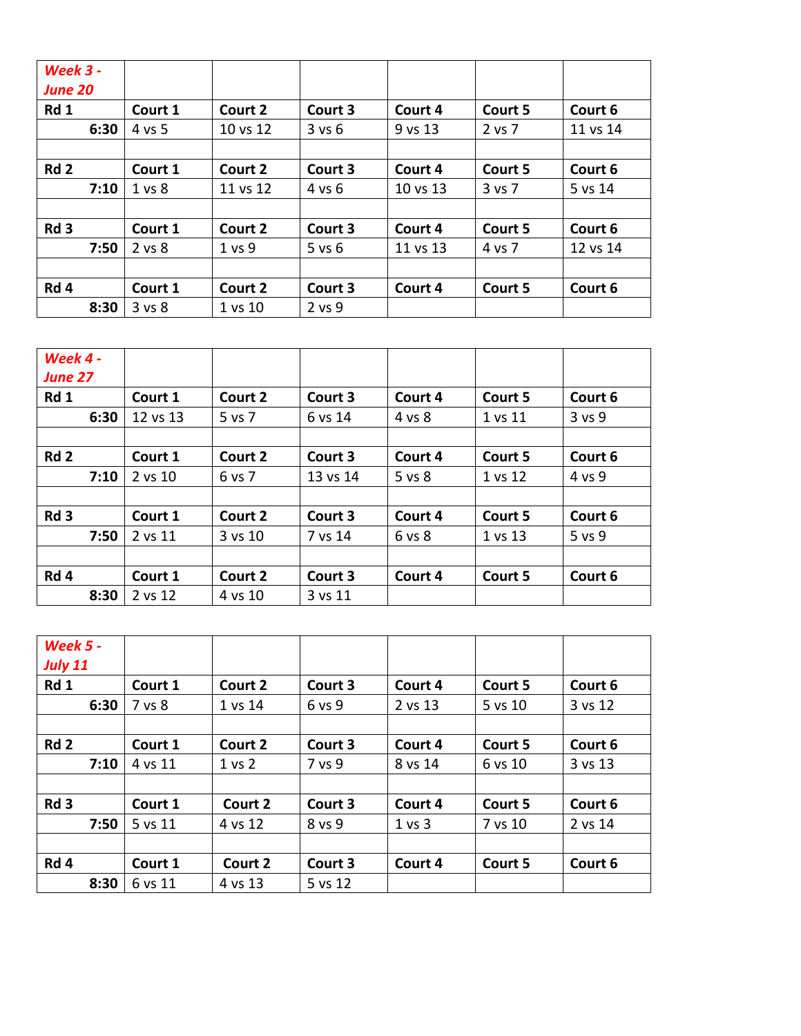| *Week 3 - June 20* | | | | | | |
|---|---|---|---|---|---|---|
| **Rd 1** | **Court 1** | **Court 2** | **Court 3** | **Court 4** | **Court 5** | **Court 6** |
| **6:30** | 4 vs 5 | 10 vs 12 | 3 vs 6 | 9 vs 13 | 2 vs 7 | 11 vs 14 |
| | | | | | | |
| **Rd 2** | **Court 1** | **Court 2** | **Court 3** | **Court 4** | **Court 5** | **Court 6** |
| **7:10** | 1 vs 8 | 11 vs 12 | 4 vs 6 | 10 vs 13 | 3 vs 7 | 5 vs 14 |
| | | | | | | |
| **Rd 3** | **Court 1** | **Court 2** | **Court 3** | **Court 4** | **Court 5** | **Court 6** |
| **7:50** | 2 vs 8 | 1 vs 9 | 5 vs 6 | 11 vs 13 | 4 vs 7 | 12 vs 14 |
| | | | | | | |
| **Rd 4** | **Court 1** | **Court 2** | **Court 3** | **Court 4** | **Court 5** | **Court 6** |
| **8:30** | 3 vs 8 | 1 vs 10 | 2 vs 9 | | | |

| *Week 4 - June 27* | | | | | | |
|---|---|---|---|---|---|---|
| **Rd 1** | **Court 1** | **Court 2** | **Court 3** | **Court 4** | **Court 5** | **Court 6** |
| **6:30** | 12 vs 13 | 5 vs 7 | 6 vs 14 | 4 vs 8 | 1 vs 11 | 3 vs 9 |
| | | | | | | |
| **Rd 2** | **Court 1** | **Court 2** | **Court 3** | **Court 4** | **Court 5** | **Court 6** |
| **7:10** | 2 vs 10 | 6 vs 7 | 13 vs 14 | 5 vs 8 | 1 vs 12 | 4 vs 9 |
| | | | | | | |
| **Rd 3** | **Court 1** | **Court 2** | **Court 3** | **Court 4** | **Court 5** | **Court 6** |
| **7:50** | 2 vs 11 | 3 vs 10 | 7 vs 14 | 6 vs 8 | 1 vs 13 | 5 vs 9 |
| | | | | | | |
| **Rd 4** | **Court 1** | **Court 2** | **Court 3** | **Court 4** | **Court 5** | **Court 6** |
| **8:30** | 2 vs 12 | 4 vs 10 | 3 vs 11 | | | |

| *Week 5 - July 11* | | | | | | |
|---|---|---|---|---|---|---|
| **Rd 1** | **Court 1** | **Court 2** | **Court 3** | **Court 4** | **Court 5** | **Court 6** |
| **6:30** | 7 vs 8 | 1 vs 14 | 6 vs 9 | 2 vs 13 | 5 vs 10 | 3 vs 12 |
| | | | | | | |
| **Rd 2** | **Court 1** | **Court 2** | **Court 3** | **Court 4** | **Court 5** | **Court 6** |
| **7:10** | 4 vs 11 | 1 vs 2 | 7 vs 9 | 8 vs 14 | 6 vs 10 | 3 vs 13 |
| | | | | | | |
| **Rd 3** | **Court 1** | **Court 2** | **Court 3** | **Court 4** | **Court 5** | **Court 6** |
| **7:50** | 5 vs 11 | 4 vs 12 | 8 vs 9 | 1 vs 3 | 7 vs 10 | 2 vs 14 |
| | | | | | | |
| **Rd 4** | **Court 1** | **Court 2** | **Court 3** | **Court 4** | **Court 5** | **Court 6** |
| **8:30** | 6 vs 11 | 4 vs 13 | 5 vs 12 | | | |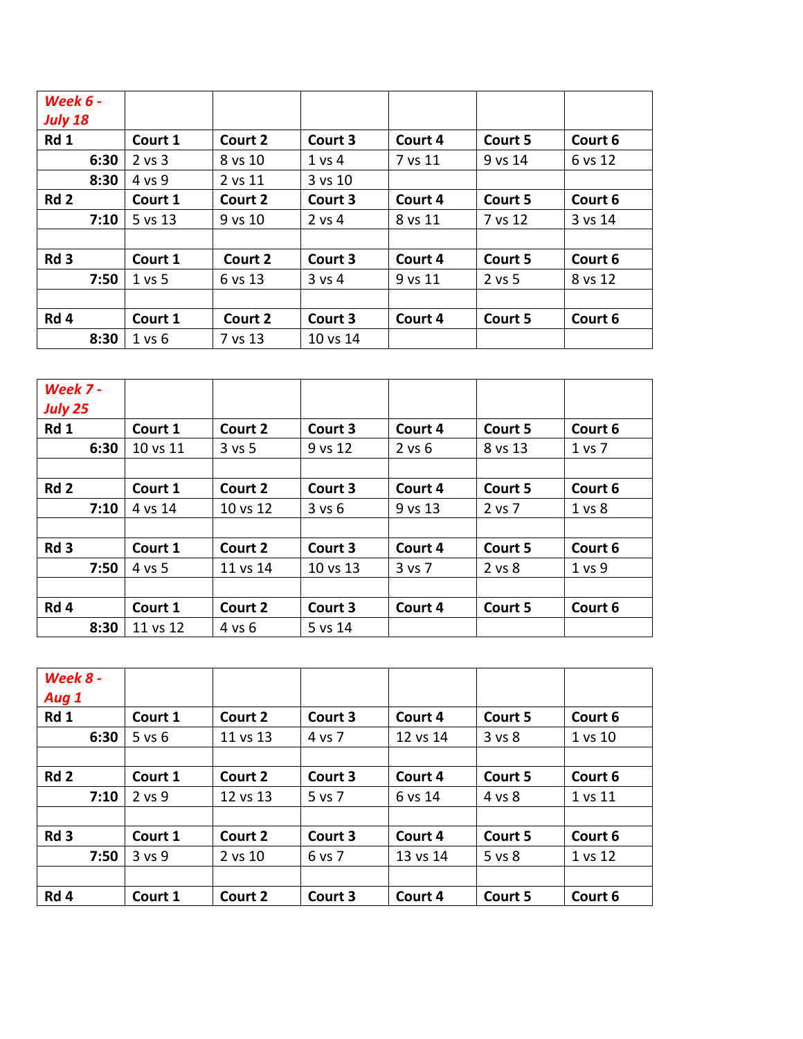| ***Week 6 - July 18*** | | | | | | |
|---|---|---|---|---|---|---|
| **Rd 1** | **Court 1** | **Court 2** | **Court 3** | **Court 4** | **Court 5** | **Court 6** |
| **6:30** | 2 vs 3 | 8 vs 10 | 1 vs 4 | 7 vs 11 | 9 vs 14 | 6 vs 12 |
| **8:30** | 4 vs 9 | 2 vs 11 | 3 vs 10 | | | |
| **Rd 2** | **Court 1** | **Court 2** | **Court 3** | **Court 4** | **Court 5** | **Court 6** |
| **7:10** | 5 vs 13 | 9 vs 10 | 2 vs 4 | 8 vs 11 | 7 vs 12 | 3 vs 14 |
| | | | | | | |
| **Rd 3** | **Court 1** | **Court 2** | **Court 3** | **Court 4** | **Court 5** | **Court 6** |
| **7:50** | 1 vs 5 | 6 vs 13 | 3 vs 4 | 9 vs 11 | 2 vs 5 | 8 vs 12 |
| | | | | | | |
| **Rd 4** | **Court 1** | **Court 2** | **Court 3** | **Court 4** | **Court 5** | **Court 6** |
| **8:30** | 1 vs 6 | 7 vs 13 | 10 vs 14 | | | |

| ***Week 7 - July 25*** | | | | | | |
|---|---|---|---|---|---|---|
| **Rd 1** | **Court 1** | **Court 2** | **Court 3** | **Court 4** | **Court 5** | **Court 6** |
| **6:30** | 10 vs 11 | 3 vs 5 | 9 vs 12 | 2 vs 6 | 8 vs 13 | 1 vs 7 |
| | | | | | | |
| **Rd 2** | **Court 1** | **Court 2** | **Court 3** | **Court 4** | **Court 5** | **Court 6** |
| **7:10** | 4 vs 14 | 10 vs 12 | 3 vs 6 | 9 vs 13 | 2 vs 7 | 1 vs 8 |
| | | | | | | |
| **Rd 3** | **Court 1** | **Court 2** | **Court 3** | **Court 4** | **Court 5** | **Court 6** |
| **7:50** | 4 vs 5 | 11 vs 14 | 10 vs 13 | 3 vs 7 | 2 vs 8 | 1 vs 9 |
| | | | | | | |
| **Rd 4** | **Court 1** | **Court 2** | **Court 3** | **Court 4** | **Court 5** | **Court 6** |
| **8:30** | 11 vs 12 | 4 vs 6 | 5 vs 14 | | | |

| ***Week 8 - Aug 1*** | | | | | | |
|---|---|---|---|---|---|---|
| **Rd 1** | **Court 1** | **Court 2** | **Court 3** | **Court 4** | **Court 5** | **Court 6** |
| **6:30** | 5 vs 6 | 11 vs 13 | 4 vs 7 | 12 vs 14 | 3 vs 8 | 1 vs 10 |
| | | | | | | |
| **Rd 2** | **Court 1** | **Court 2** | **Court 3** | **Court 4** | **Court 5** | **Court 6** |
| **7:10** | 2 vs 9 | 12 vs 13 | 5 vs 7 | 6 vs 14 | 4 vs 8 | 1 vs 11 |
| | | | | | | |
| **Rd 3** | **Court 1** | **Court 2** | **Court 3** | **Court 4** | **Court 5** | **Court 6** |
| **7:50** | 3 vs 9 | 2 vs 10 | 6 vs 7 | 13 vs 14 | 5 vs 8 | 1 vs 12 |
| | | | | | | |
| **Rd 4** | **Court 1** | **Court 2** | **Court 3** | **Court 4** | **Court 5** | **Court 6** |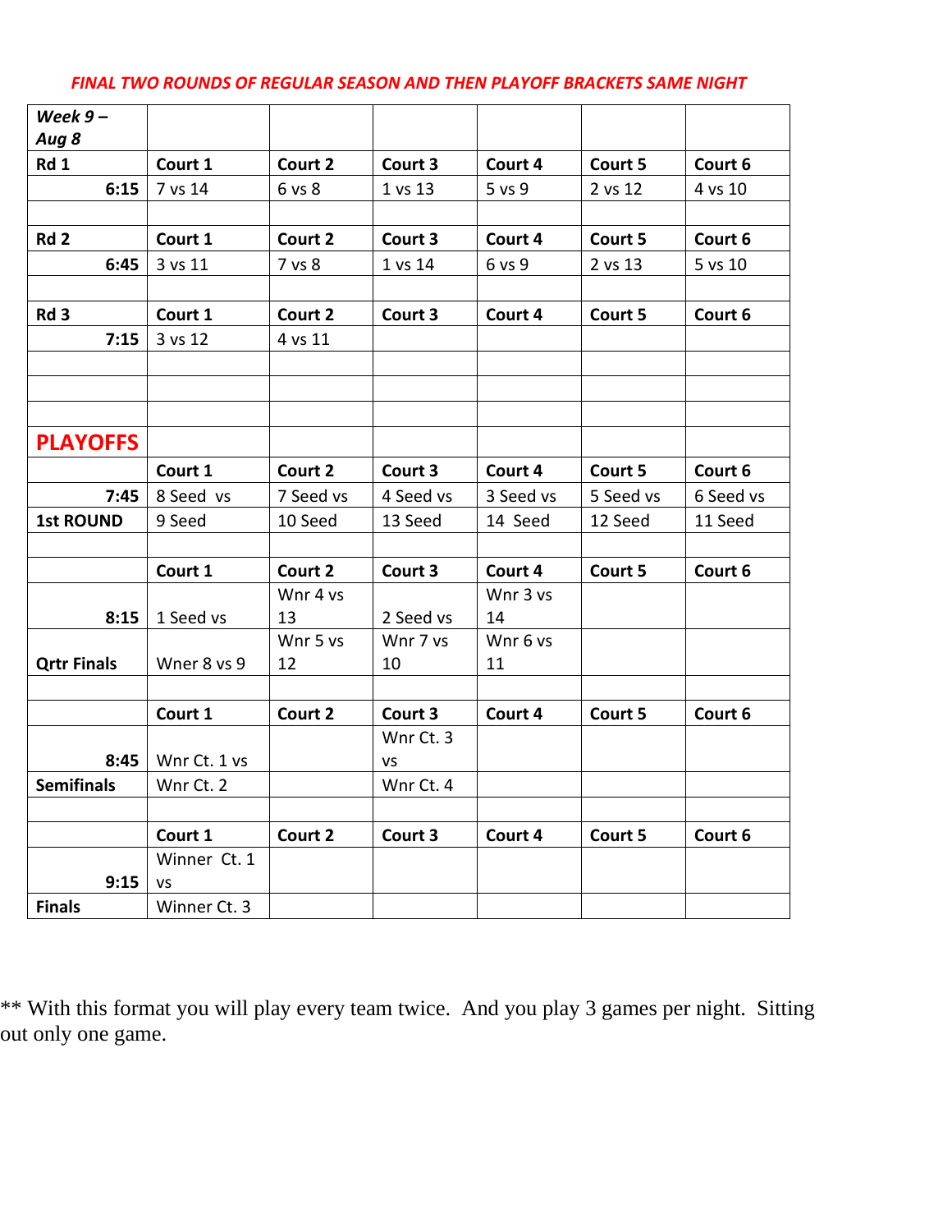*FINAL TWO ROUNDS OF REGULAR SEASON AND THEN PLAYOFF BRACKETS SAME NIGHT*

| ***Week 9 – Aug 8*** | | | | | | |
|---|---|---|---|---|---|---|
| **Rd 1** | **Court 1** | **Court 2** | **Court 3** | **Court 4** | **Court 5** | **Court 6** |
| **6:15** | 7 vs 14 | 6 vs 8 | 1 vs 13 | 5 vs 9 | 2 vs 12 | 4 vs 10 |
| | | | | | | |
| **Rd 2** | **Court 1** | **Court 2** | **Court 3** | **Court 4** | **Court 5** | **Court 6** |
| **6:45** | 3 vs 11 | 7 vs 8 | 1 vs 14 | 6 vs 9 | 2 vs 13 | 5 vs 10 |
| | | | | | | |
| **Rd 3** | **Court 1** | **Court 2** | **Court 3** | **Court 4** | **Court 5** | **Court 6** |
| **7:15** | 3 vs 12 | 4 vs 11 | | | | |
| | | | | | | |
| | | | | | | |
| | | | | | | |
| **PLAYOFFS** | | | | | | |
| | **Court 1** | **Court 2** | **Court 3** | **Court 4** | **Court 5** | **Court 6** |
| **7:45** | 8 Seed vs | 7 Seed vs | 4 Seed vs | 3 Seed vs | 5 Seed vs | 6 Seed vs |
| **1st ROUND** | 9 Seed | 10 Seed | 13 Seed | 14 Seed | 12 Seed | 11 Seed |
| | | | | | | |
| | **Court 1** | **Court 2** | **Court 3** | **Court 4** | **Court 5** | **Court 6** |
| **8:15** | 1 Seed vs | Wnr 4 vs 13 | 2 Seed vs | Wnr 3 vs 14 | | |
| **Qrtr Finals** | Wner 8 vs 9 | Wnr 5 vs 12 | Wnr 7 vs 10 | Wnr 6 vs 11 | | |
| | | | | | | |
| | **Court 1** | **Court 2** | **Court 3** | **Court 4** | **Court 5** | **Court 6** |
| **8:45** | Wnr Ct. 1 vs | | Wnr Ct. 3 vs | | | |
| **Semifinals** | Wnr Ct. 2 | | Wnr Ct. 4 | | | |
| | | | | | | |
| | **Court 1** | **Court 2** | **Court 3** | **Court 4** | **Court 5** | **Court 6** |
| **9:15** | Winner Ct. 1 vs | | | | | |
| **Finals** | Winner Ct. 3 | | | | | |

** With this format you will play every team twice. And you play 3 games per night. Sitting out only one game.